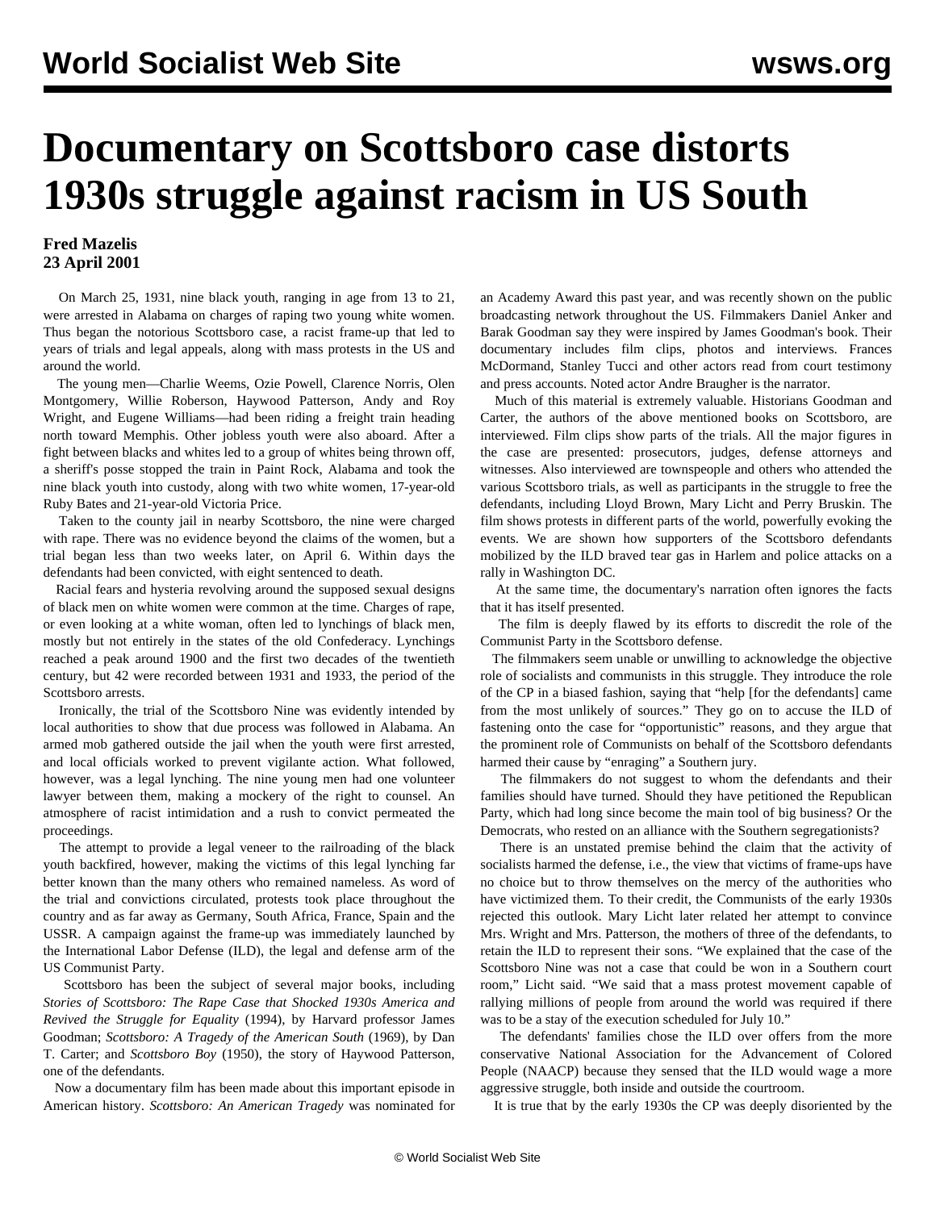# Documentary on Scottsboro case distorts 1930s struggle against racism in US South

**Fred Mazelis**
**23 April 2001**

On March 25, 1931, nine black youth, ranging in age from 13 to 21, were arrested in Alabama on charges of raping two young white women. Thus began the notorious Scottsboro case, a racist frame-up that led to years of trials and legal appeals, along with mass protests in the US and around the world.

The young men—Charlie Weems, Ozie Powell, Clarence Norris, Olen Montgomery, Willie Roberson, Haywood Patterson, Andy and Roy Wright, and Eugene Williams—had been riding a freight train heading north toward Memphis. Other jobless youth were also aboard. After a fight between blacks and whites led to a group of whites being thrown off, a sheriff's posse stopped the train in Paint Rock, Alabama and took the nine black youth into custody, along with two white women, 17-year-old Ruby Bates and 21-year-old Victoria Price.

Taken to the county jail in nearby Scottsboro, the nine were charged with rape. There was no evidence beyond the claims of the women, but a trial began less than two weeks later, on April 6. Within days the defendants had been convicted, with eight sentenced to death.

Racial fears and hysteria revolving around the supposed sexual designs of black men on white women were common at the time. Charges of rape, or even looking at a white woman, often led to lynchings of black men, mostly but not entirely in the states of the old Confederacy. Lynchings reached a peak around 1900 and the first two decades of the twentieth century, but 42 were recorded between 1931 and 1933, the period of the Scottsboro arrests.

Ironically, the trial of the Scottsboro Nine was evidently intended by local authorities to show that due process was followed in Alabama. An armed mob gathered outside the jail when the youth were first arrested, and local officials worked to prevent vigilante action. What followed, however, was a legal lynching. The nine young men had one volunteer lawyer between them, making a mockery of the right to counsel. An atmosphere of racist intimidation and a rush to convict permeated the proceedings.

The attempt to provide a legal veneer to the railroading of the black youth backfired, however, making the victims of this legal lynching far better known than the many others who remained nameless. As word of the trial and convictions circulated, protests took place throughout the country and as far away as Germany, South Africa, France, Spain and the USSR. A campaign against the frame-up was immediately launched by the International Labor Defense (ILD), the legal and defense arm of the US Communist Party.

Scottsboro has been the subject of several major books, including *Stories of Scottsboro: The Rape Case that Shocked 1930s America and Revived the Struggle for Equality* (1994), by Harvard professor James Goodman; *Scottsboro: A Tragedy of the American South* (1969), by Dan T. Carter; and *Scottsboro Boy* (1950), the story of Haywood Patterson, one of the defendants.

Now a documentary film has been made about this important episode in American history. *Scottsboro: An American Tragedy* was nominated for an Academy Award this past year, and was recently shown on the public broadcasting network throughout the US. Filmmakers Daniel Anker and Barak Goodman say they were inspired by James Goodman's book. Their documentary includes film clips, photos and interviews. Frances McDormand, Stanley Tucci and other actors read from court testimony and press accounts. Noted actor Andre Braugher is the narrator.

Much of this material is extremely valuable. Historians Goodman and Carter, the authors of the above mentioned books on Scottsboro, are interviewed. Film clips show parts of the trials. All the major figures in the case are presented: prosecutors, judges, defense attorneys and witnesses. Also interviewed are townspeople and others who attended the various Scottsboro trials, as well as participants in the struggle to free the defendants, including Lloyd Brown, Mary Licht and Perry Bruskin. The film shows protests in different parts of the world, powerfully evoking the events. We are shown how supporters of the Scottsboro defendants mobilized by the ILD braved tear gas in Harlem and police attacks on a rally in Washington DC.

At the same time, the documentary's narration often ignores the facts that it has itself presented.

The film is deeply flawed by its efforts to discredit the role of the Communist Party in the Scottsboro defense.

The filmmakers seem unable or unwilling to acknowledge the objective role of socialists and communists in this struggle. They introduce the role of the CP in a biased fashion, saying that "help [for the defendants] came from the most unlikely of sources." They go on to accuse the ILD of fastening onto the case for "opportunistic" reasons, and they argue that the prominent role of Communists on behalf of the Scottsboro defendants harmed their cause by "enraging" a Southern jury.

The filmmakers do not suggest to whom the defendants and their families should have turned. Should they have petitioned the Republican Party, which had long since become the main tool of big business? Or the Democrats, who rested on an alliance with the Southern segregationists?

There is an unstated premise behind the claim that the activity of socialists harmed the defense, i.e., the view that victims of frame-ups have no choice but to throw themselves on the mercy of the authorities who have victimized them. To their credit, the Communists of the early 1930s rejected this outlook. Mary Licht later related her attempt to convince Mrs. Wright and Mrs. Patterson, the mothers of three of the defendants, to retain the ILD to represent their sons. "We explained that the case of the Scottsboro Nine was not a case that could be won in a Southern court room," Licht said. "We said that a mass protest movement capable of rallying millions of people from around the world was required if there was to be a stay of the execution scheduled for July 10."

The defendants' families chose the ILD over offers from the more conservative National Association for the Advancement of Colored People (NAACP) because they sensed that the ILD would wage a more aggressive struggle, both inside and outside the courtroom.

It is true that by the early 1930s the CP was deeply disoriented by the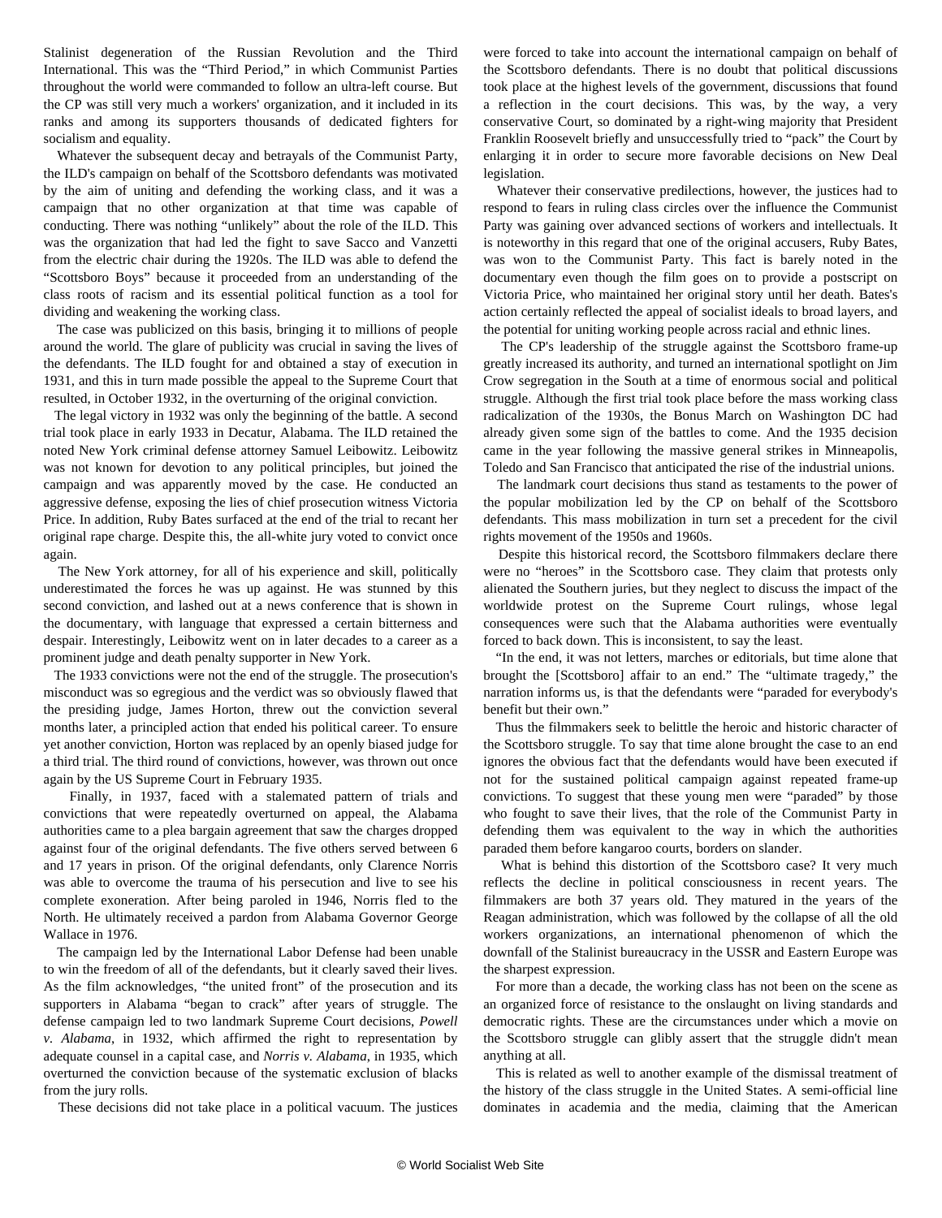Stalinist degeneration of the Russian Revolution and the Third International. This was the "Third Period," in which Communist Parties throughout the world were commanded to follow an ultra-left course. But the CP was still very much a workers' organization, and it included in its ranks and among its supporters thousands of dedicated fighters for socialism and equality.

Whatever the subsequent decay and betrayals of the Communist Party, the ILD's campaign on behalf of the Scottsboro defendants was motivated by the aim of uniting and defending the working class, and it was a campaign that no other organization at that time was capable of conducting. There was nothing "unlikely" about the role of the ILD. This was the organization that had led the fight to save Sacco and Vanzetti from the electric chair during the 1920s. The ILD was able to defend the "Scottsboro Boys" because it proceeded from an understanding of the class roots of racism and its essential political function as a tool for dividing and weakening the working class.

The case was publicized on this basis, bringing it to millions of people around the world. The glare of publicity was crucial in saving the lives of the defendants. The ILD fought for and obtained a stay of execution in 1931, and this in turn made possible the appeal to the Supreme Court that resulted, in October 1932, in the overturning of the original conviction.

The legal victory in 1932 was only the beginning of the battle. A second trial took place in early 1933 in Decatur, Alabama. The ILD retained the noted New York criminal defense attorney Samuel Leibowitz. Leibowitz was not known for devotion to any political principles, but joined the campaign and was apparently moved by the case. He conducted an aggressive defense, exposing the lies of chief prosecution witness Victoria Price. In addition, Ruby Bates surfaced at the end of the trial to recant her original rape charge. Despite this, the all-white jury voted to convict once again.

The New York attorney, for all of his experience and skill, politically underestimated the forces he was up against. He was stunned by this second conviction, and lashed out at a news conference that is shown in the documentary, with language that expressed a certain bitterness and despair. Interestingly, Leibowitz went on in later decades to a career as a prominent judge and death penalty supporter in New York.

The 1933 convictions were not the end of the struggle. The prosecution's misconduct was so egregious and the verdict was so obviously flawed that the presiding judge, James Horton, threw out the conviction several months later, a principled action that ended his political career. To ensure yet another conviction, Horton was replaced by an openly biased judge for a third trial. The third round of convictions, however, was thrown out once again by the US Supreme Court in February 1935.

Finally, in 1937, faced with a stalemated pattern of trials and convictions that were repeatedly overturned on appeal, the Alabama authorities came to a plea bargain agreement that saw the charges dropped against four of the original defendants. The five others served between 6 and 17 years in prison. Of the original defendants, only Clarence Norris was able to overcome the trauma of his persecution and live to see his complete exoneration. After being paroled in 1946, Norris fled to the North. He ultimately received a pardon from Alabama Governor George Wallace in 1976.

The campaign led by the International Labor Defense had been unable to win the freedom of all of the defendants, but it clearly saved their lives. As the film acknowledges, "the united front" of the prosecution and its supporters in Alabama "began to crack" after years of struggle. The defense campaign led to two landmark Supreme Court decisions, *Powell v. Alabama*, in 1932, which affirmed the right to representation by adequate counsel in a capital case, and *Norris v. Alabama*, in 1935, which overturned the conviction because of the systematic exclusion of blacks from the jury rolls.

These decisions did not take place in a political vacuum. The justices were forced to take into account the international campaign on behalf of the Scottsboro defendants. There is no doubt that political discussions took place at the highest levels of the government, discussions that found a reflection in the court decisions. This was, by the way, a very conservative Court, so dominated by a right-wing majority that President Franklin Roosevelt briefly and unsuccessfully tried to "pack" the Court by enlarging it in order to secure more favorable decisions on New Deal legislation.

Whatever their conservative predilections, however, the justices had to respond to fears in ruling class circles over the influence the Communist Party was gaining over advanced sections of workers and intellectuals. It is noteworthy in this regard that one of the original accusers, Ruby Bates, was won to the Communist Party. This fact is barely noted in the documentary even though the film goes on to provide a postscript on Victoria Price, who maintained her original story until her death. Bates's action certainly reflected the appeal of socialist ideals to broad layers, and the potential for uniting working people across racial and ethnic lines.

The CP's leadership of the struggle against the Scottsboro frame-up greatly increased its authority, and turned an international spotlight on Jim Crow segregation in the South at a time of enormous social and political struggle. Although the first trial took place before the mass working class radicalization of the 1930s, the Bonus March on Washington DC had already given some sign of the battles to come. And the 1935 decision came in the year following the massive general strikes in Minneapolis, Toledo and San Francisco that anticipated the rise of the industrial unions.

The landmark court decisions thus stand as testaments to the power of the popular mobilization led by the CP on behalf of the Scottsboro defendants. This mass mobilization in turn set a precedent for the civil rights movement of the 1950s and 1960s.

Despite this historical record, the Scottsboro filmmakers declare there were no "heroes" in the Scottsboro case. They claim that protests only alienated the Southern juries, but they neglect to discuss the impact of the worldwide protest on the Supreme Court rulings, whose legal consequences were such that the Alabama authorities were eventually forced to back down. This is inconsistent, to say the least.

"In the end, it was not letters, marches or editorials, but time alone that brought the [Scottsboro] affair to an end." The "ultimate tragedy," the narration informs us, is that the defendants were "paraded for everybody's benefit but their own."

Thus the filmmakers seek to belittle the heroic and historic character of the Scottsboro struggle. To say that time alone brought the case to an end ignores the obvious fact that the defendants would have been executed if not for the sustained political campaign against repeated frame-up convictions. To suggest that these young men were "paraded" by those who fought to save their lives, that the role of the Communist Party in defending them was equivalent to the way in which the authorities paraded them before kangaroo courts, borders on slander.

What is behind this distortion of the Scottsboro case? It very much reflects the decline in political consciousness in recent years. The filmmakers are both 37 years old. They matured in the years of the Reagan administration, which was followed by the collapse of all the old workers organizations, an international phenomenon of which the downfall of the Stalinist bureaucracy in the USSR and Eastern Europe was the sharpest expression.

For more than a decade, the working class has not been on the scene as an organized force of resistance to the onslaught on living standards and democratic rights. These are the circumstances under which a movie on the Scottsboro struggle can glibly assert that the struggle didn't mean anything at all.

This is related as well to another example of the dismissal treatment of the history of the class struggle in the United States. A semi-official line dominates in academia and the media, claiming that the American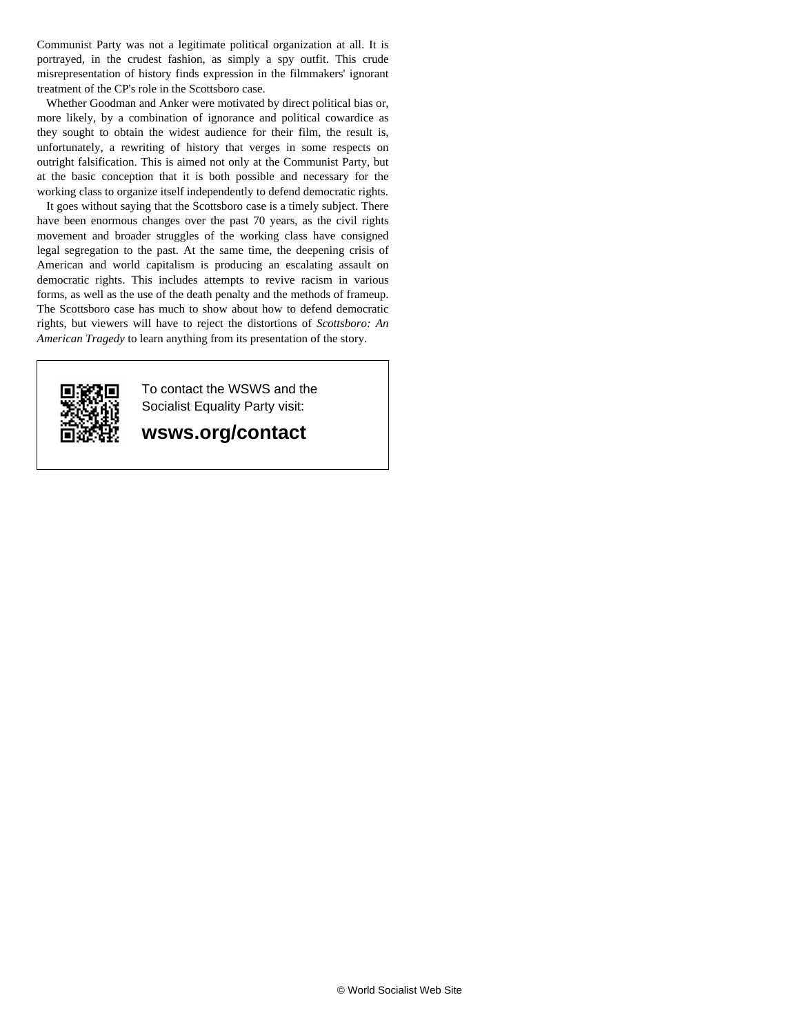Communist Party was not a legitimate political organization at all. It is portrayed, in the crudest fashion, as simply a spy outfit. This crude misrepresentation of history finds expression in the filmmakers' ignorant treatment of the CP's role in the Scottsboro case.

Whether Goodman and Anker were motivated by direct political bias or, more likely, by a combination of ignorance and political cowardice as they sought to obtain the widest audience for their film, the result is, unfortunately, a rewriting of history that verges in some respects on outright falsification. This is aimed not only at the Communist Party, but at the basic conception that it is both possible and necessary for the working class to organize itself independently to defend democratic rights.

It goes without saying that the Scottsboro case is a timely subject. There have been enormous changes over the past 70 years, as the civil rights movement and broader struggles of the working class have consigned legal segregation to the past. At the same time, the deepening crisis of American and world capitalism is producing an escalating assault on democratic rights. This includes attempts to revive racism in various forms, as well as the use of the death penalty and the methods of frameup. The Scottsboro case has much to show about how to defend democratic rights, but viewers will have to reject the distortions of *Scottsboro: An American Tragedy* to learn anything from its presentation of the story.

To contact the WSWS and the Socialist Equality Party visit:

**wsws.org/contact**